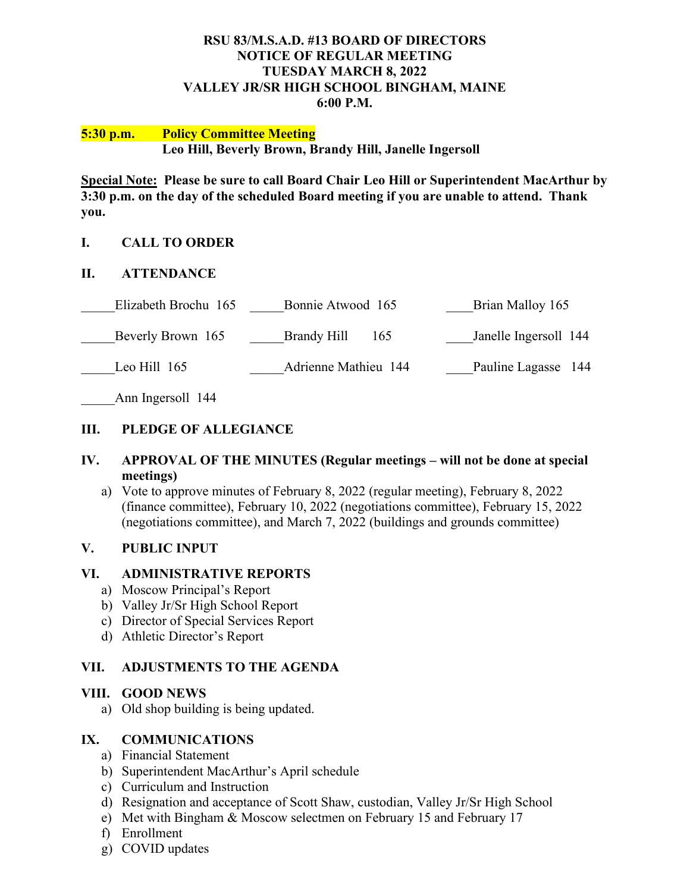**RSU 83/M.S.A.D. #13 BOARD OF DIRECTORS**
**NOTICE OF REGULAR MEETING**
**TUESDAY MARCH 8, 2022**
**VALLEY JR/SR HIGH SCHOOL BINGHAM, MAINE**
**6:00 P.M.**

**5:30 p.m. Policy Committee Meeting**
**Leo Hill, Beverly Brown, Brandy Hill, Janelle Ingersoll**

**Special Note: Please be sure to call Board Chair Leo Hill or Superintendent MacArthur by 3:30 p.m. on the day of the scheduled Board meeting if you are unable to attend. Thank you.**

## I. CALL TO ORDER

## II. ATTENDANCE

| | | |
|---|---|---|
| _____Elizabeth Brochu 165 | _____Bonnie Atwood 165 | ____Brian Malloy 165 |
| _____Beverly Brown 165 | _____Brandy Hill 165 | ____Janelle Ingersoll 144 |
| _____Leo Hill 165 | _____Adrienne Mathieu 144 | ____Pauline Lagasse 144 |
| _____Ann Ingersoll 144 | | |

## III. PLEDGE OF ALLEGIANCE

## IV. APPROVAL OF THE MINUTES (Regular meetings – will not be done at special meetings)

a) Vote to approve minutes of February 8, 2022 (regular meeting), February 8, 2022 (finance committee), February 10, 2022 (negotiations committee), February 15, 2022 (negotiations committee), and March 7, 2022 (buildings and grounds committee)

## V. PUBLIC INPUT

## VI. ADMINISTRATIVE REPORTS

a) Moscow Principal's Report
b) Valley Jr/Sr High School Report
c) Director of Special Services Report
d) Athletic Director's Report

## VII. ADJUSTMENTS TO THE AGENDA

## VIII. GOOD NEWS

a) Old shop building is being updated.

## IX. COMMUNICATIONS

a) Financial Statement
b) Superintendent MacArthur's April schedule
c) Curriculum and Instruction
d) Resignation and acceptance of Scott Shaw, custodian, Valley Jr/Sr High School
e) Met with Bingham & Moscow selectmen on February 15 and February 17
f) Enrollment
g) COVID updates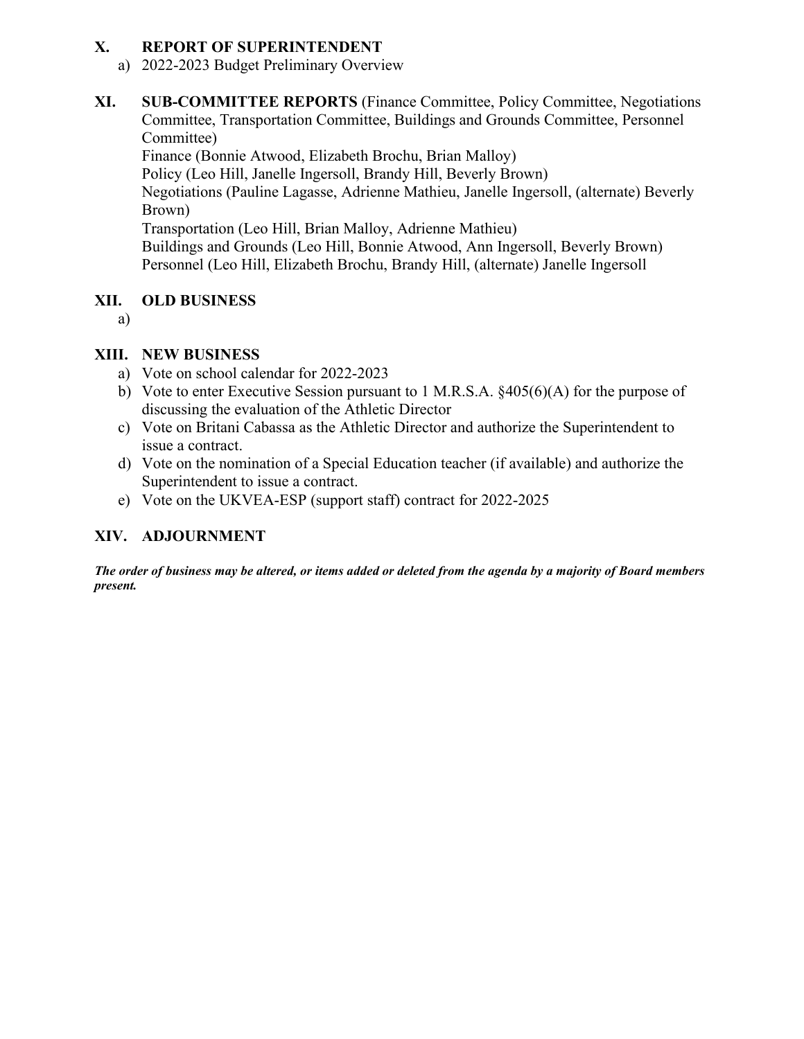## X. REPORT OF SUPERINTENDENT

a) 2022-2023 Budget Preliminary Overview

## XI. SUB-COMMITTEE REPORTS (Finance Committee, Policy Committee, Negotiations Committee, Transportation Committee, Buildings and Grounds Committee, Personnel Committee)

Finance (Bonnie Atwood, Elizabeth Brochu, Brian Malloy)
Policy (Leo Hill, Janelle Ingersoll, Brandy Hill, Beverly Brown)
Negotiations (Pauline Lagasse, Adrienne Mathieu, Janelle Ingersoll, (alternate) Beverly Brown)
Transportation (Leo Hill, Brian Malloy, Adrienne Mathieu)
Buildings and Grounds (Leo Hill, Bonnie Atwood, Ann Ingersoll, Beverly Brown)
Personnel (Leo Hill, Elizabeth Brochu, Brandy Hill, (alternate) Janelle Ingersoll

## XII. OLD BUSINESS

a)

## XIII. NEW BUSINESS

a) Vote on school calendar for 2022-2023
b) Vote to enter Executive Session pursuant to 1 M.R.S.A. §405(6)(A) for the purpose of discussing the evaluation of the Athletic Director
c) Vote on Britani Cabassa as the Athletic Director and authorize the Superintendent to issue a contract.
d) Vote on the nomination of a Special Education teacher (if available) and authorize the Superintendent to issue a contract.
e) Vote on the UKVEA-ESP (support staff) contract for 2022-2025

## XIV. ADJOURNMENT

***The order of business may be altered, or items added or deleted from the agenda by a majority of Board members present.***